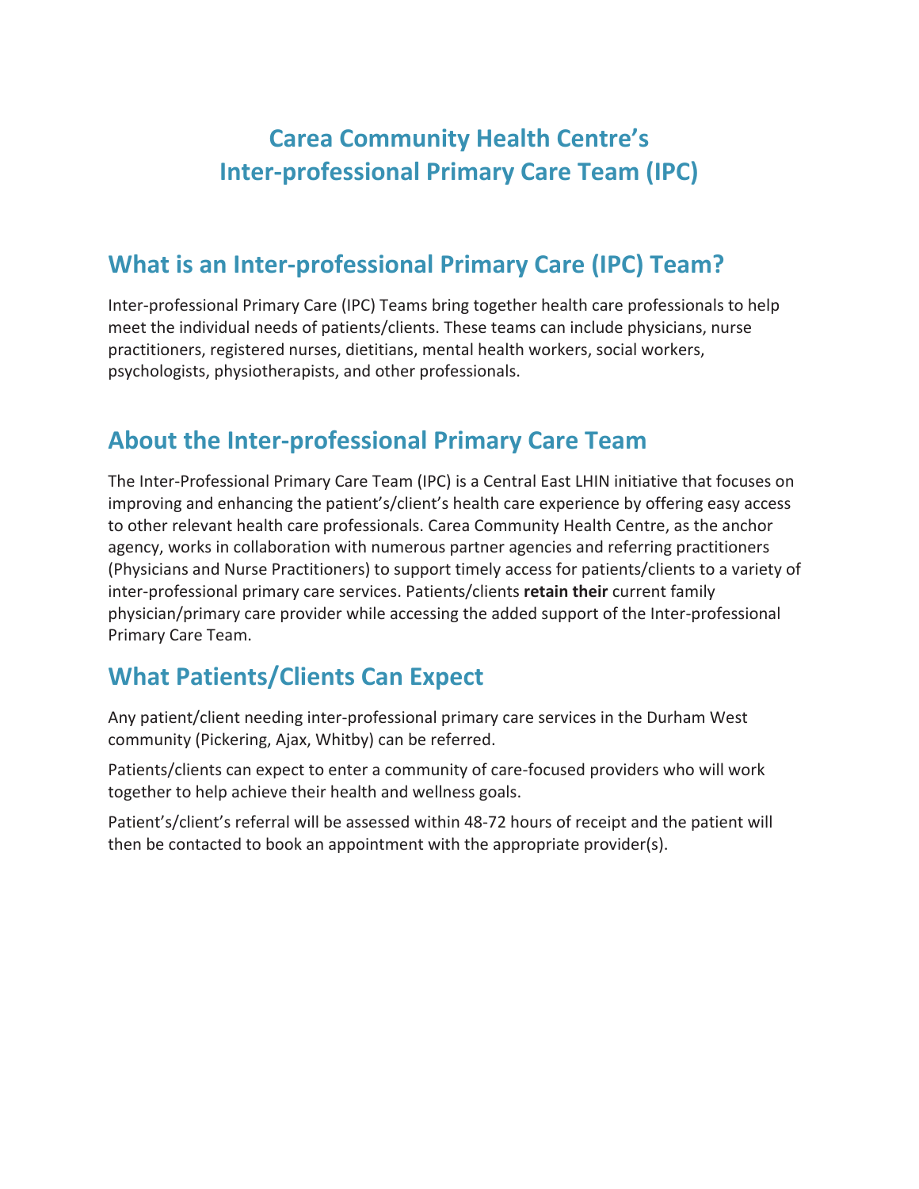# Carea Community Health Centre's
# Inter-professional Primary Care Team (IPC)

## What is an Inter-professional Primary Care (IPC) Team?

Inter-professional Primary Care (IPC) Teams bring together health care professionals to help meet the individual needs of patients/clients. These teams can include physicians, nurse practitioners, registered nurses, dietitians, mental health workers, social workers, psychologists, physiotherapists, and other professionals.

## About the Inter-professional Primary Care Team

The Inter-Professional Primary Care Team (IPC) is a Central East LHIN initiative that focuses on improving and enhancing the patient's/client's health care experience by offering easy access to other relevant health care professionals. Carea Community Health Centre, as the anchor agency, works in collaboration with numerous partner agencies and referring practitioners (Physicians and Nurse Practitioners) to support timely access for patients/clients to a variety of inter-professional primary care services. Patients/clients **retain their** current family physician/primary care provider while accessing the added support of the Inter-professional Primary Care Team.

## What Patients/Clients Can Expect

Any patient/client needing inter-professional primary care services in the Durham West community (Pickering, Ajax, Whitby) can be referred.

Patients/clients can expect to enter a community of care-focused providers who will work together to help achieve their health and wellness goals.

Patient's/client's referral will be assessed within 48-72 hours of receipt and the patient will then be contacted to book an appointment with the appropriate provider(s).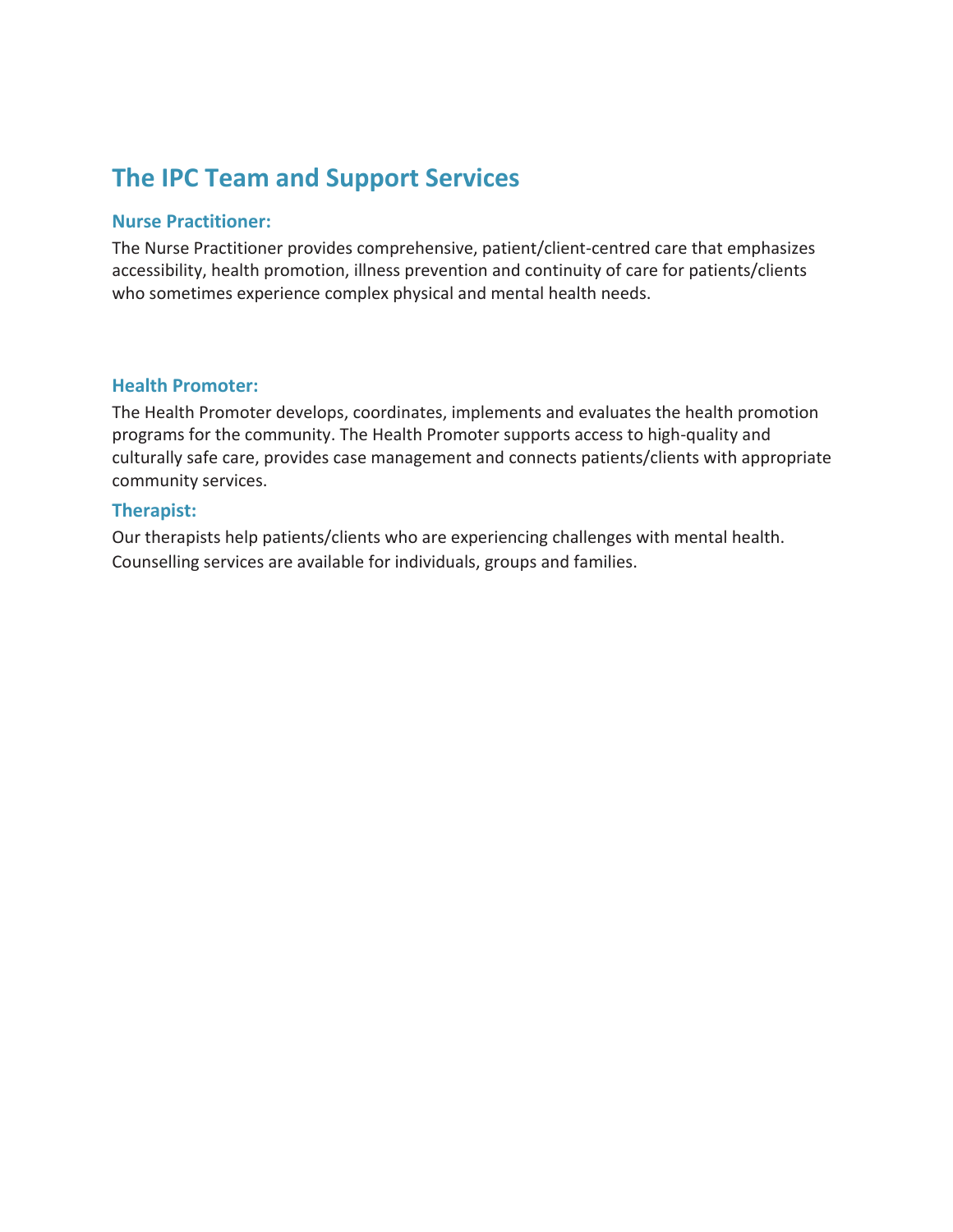# The IPC Team and Support Services

## Nurse Practitioner:

The Nurse Practitioner provides comprehensive, patient/client-centred care that emphasizes accessibility, health promotion, illness prevention and continuity of care for patients/clients who sometimes experience complex physical and mental health needs.

## Health Promoter:

The Health Promoter develops, coordinates, implements and evaluates the health promotion programs for the community. The Health Promoter supports access to high-quality and culturally safe care, provides case management and connects patients/clients with appropriate community services.

## Therapist:

Our therapists help patients/clients who are experiencing challenges with mental health. Counselling services are available for individuals, groups and families.